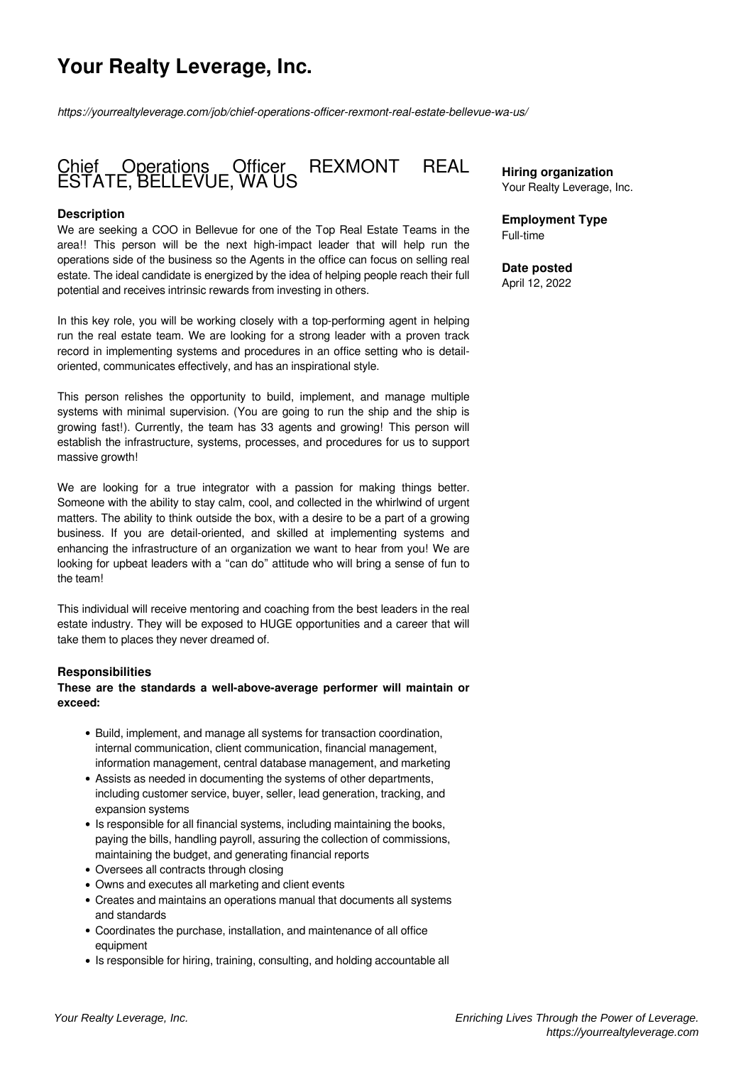# Your Realty Leverage, Inc.

*https://yourrealtyleverage.com/job/chief-operations-officer-rexmont-real-estate-bellevue-wa-us/*

## Chief Operations Officer REXMONT REAL ESTATE, BELLEVUE, WA US

**Hiring organization**
Your Realty Leverage, Inc.

**Employment Type**
Full-time

**Date posted**
April 12, 2022

### Description

We are seeking a COO in Bellevue for one of the Top Real Estate Teams in the area!! This person will be the next high-impact leader that will help run the operations side of the business so the Agents in the office can focus on selling real estate. The ideal candidate is energized by the idea of helping people reach their full potential and receives intrinsic rewards from investing in others.

In this key role, you will be working closely with a top-performing agent in helping run the real estate team. We are looking for a strong leader with a proven track record in implementing systems and procedures in an office setting who is detail-oriented, communicates effectively, and has an inspirational style.

This person relishes the opportunity to build, implement, and manage multiple systems with minimal supervision. (You are going to run the ship and the ship is growing fast!). Currently, the team has 33 agents and growing! This person will establish the infrastructure, systems, processes, and procedures for us to support massive growth!

We are looking for a true integrator with a passion for making things better. Someone with the ability to stay calm, cool, and collected in the whirlwind of urgent matters. The ability to think outside the box, with a desire to be a part of a growing business. If you are detail-oriented, and skilled at implementing systems and enhancing the infrastructure of an organization we want to hear from you! We are looking for upbeat leaders with a "can do" attitude who will bring a sense of fun to the team!

This individual will receive mentoring and coaching from the best leaders in the real estate industry. They will be exposed to HUGE opportunities and a career that will take them to places they never dreamed of.

### Responsibilities

**These are the standards a well-above-average performer will maintain or exceed:**

- Build, implement, and manage all systems for transaction coordination, internal communication, client communication, financial management, information management, central database management, and marketing
- Assists as needed in documenting the systems of other departments, including customer service, buyer, seller, lead generation, tracking, and expansion systems
- Is responsible for all financial systems, including maintaining the books, paying the bills, handling payroll, assuring the collection of commissions, maintaining the budget, and generating financial reports
- Oversees all contracts through closing
- Owns and executes all marketing and client events
- Creates and maintains an operations manual that documents all systems and standards
- Coordinates the purchase, installation, and maintenance of all office equipment
- Is responsible for hiring, training, consulting, and holding accountable all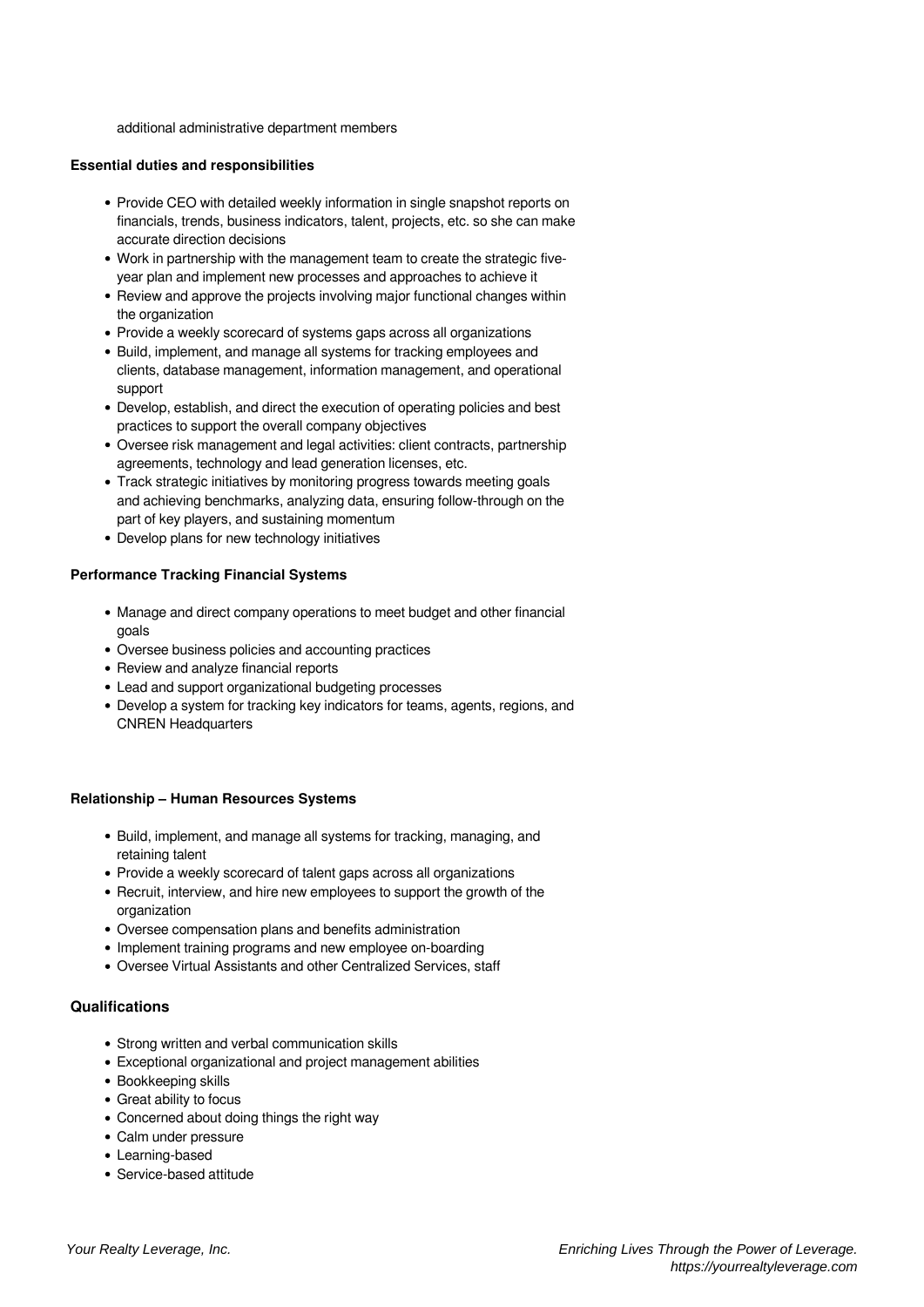additional administrative department members

**Essential duties and responsibilities**

- Provide CEO with detailed weekly information in single snapshot reports on financials, trends, business indicators, talent, projects, etc. so she can make accurate direction decisions
- Work in partnership with the management team to create the strategic five-year plan and implement new processes and approaches to achieve it
- Review and approve the projects involving major functional changes within the organization
- Provide a weekly scorecard of systems gaps across all organizations
- Build, implement, and manage all systems for tracking employees and clients, database management, information management, and operational support
- Develop, establish, and direct the execution of operating policies and best practices to support the overall company objectives
- Oversee risk management and legal activities: client contracts, partnership agreements, technology and lead generation licenses, etc.
- Track strategic initiatives by monitoring progress towards meeting goals and achieving benchmarks, analyzing data, ensuring follow-through on the part of key players, and sustaining momentum
- Develop plans for new technology initiatives

**Performance Tracking Financial Systems**

- Manage and direct company operations to meet budget and other financial goals
- Oversee business policies and accounting practices
- Review and analyze financial reports
- Lead and support organizational budgeting processes
- Develop a system for tracking key indicators for teams, agents, regions, and CNREN Headquarters

**Relationship – Human Resources Systems**

- Build, implement, and manage all systems for tracking, managing, and retaining talent
- Provide a weekly scorecard of talent gaps across all organizations
- Recruit, interview, and hire new employees to support the growth of the organization
- Oversee compensation plans and benefits administration
- Implement training programs and new employee on-boarding
- Oversee Virtual Assistants and other Centralized Services, staff

### Qualifications

- Strong written and verbal communication skills
- Exceptional organizational and project management abilities
- Bookkeeping skills
- Great ability to focus
- Concerned about doing things the right way
- Calm under pressure
- Learning-based
- Service-based attitude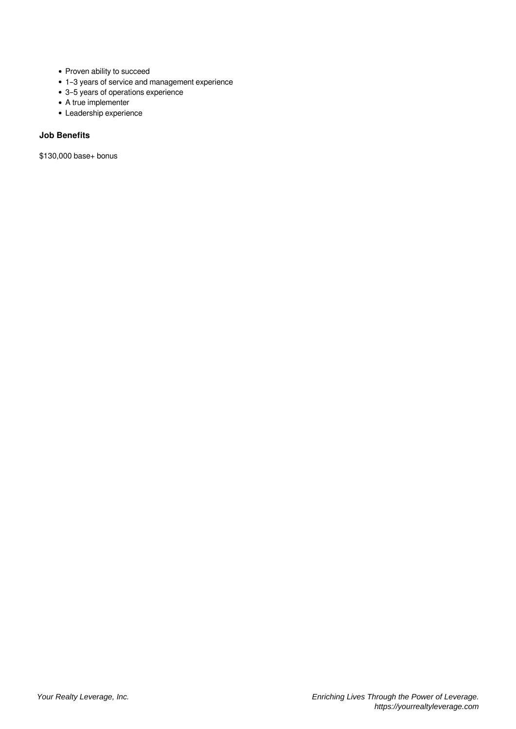- Proven ability to succeed
- 1–3 years of service and management experience
- 3–5 years of operations experience
- A true implementer
- Leadership experience

### Job Benefits

$130,000 base+ bonus